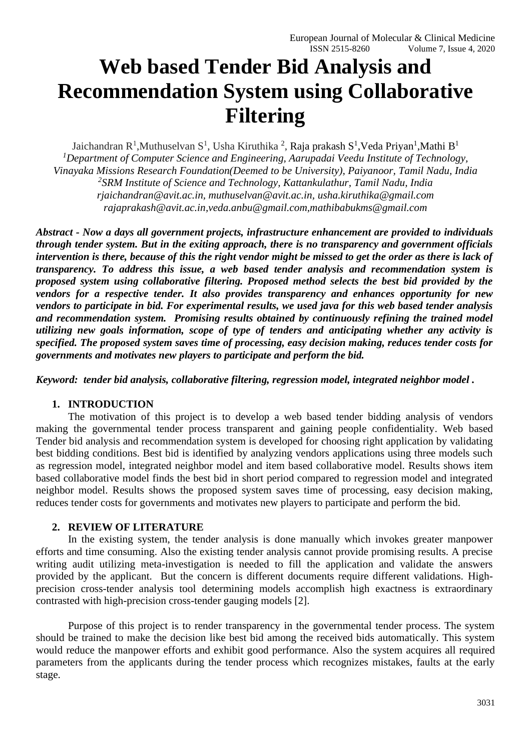# Web based Tender Bid Analysis and Recommendation System using Collaborative Filtering

Jaichandran R[1],Muthuselvan S[1], Usha Kiruthika [2], Raja prakash S[1],Veda Priyan[1],Mathi B[1]

[1]*Department of Computer Science and Engineering, Aarupadai Veedu Institute of Technology, Vinayaka Missions Research Foundation(Deemed to be University), Paiyanoor, Tamil Nadu, India*

[2]*SRM Institute of Science and Technology, Kattankulathur, Tamil Nadu, India*

*rjaichandran@avit.ac.in, muthuselvan@avit.ac.in, usha.kiruthika@gmail.com*
*rajaprakash@avit.ac.in,veda.anbu@gmail.com,mathibabukms@gmail.com*

***Abstract - Now a days all government projects, infrastructure enhancement are provided to individuals through tender system. But in the exiting approach, there is no transparency and government officials intervention is there, because of this the right vendor might be missed to get the order as there is lack of transparency. To address this issue, a web based tender analysis and recommendation system is proposed system using collaborative filtering. Proposed method selects the best bid provided by the vendors for a respective tender. It also provides transparency and enhances opportunity for new vendors to participate in bid. For experimental results, we used java for this web based tender analysis and recommendation system. Promising results obtained by continuously refining the trained model utilizing new goals information, scope of type of tenders and anticipating whether any activity is specified. The proposed system saves time of processing, easy decision making, reduces tender costs for governments and motivates new players to participate and perform the bid.***

***Keyword: tender bid analysis, collaborative filtering, regression model, integrated neighbor model .***

## 1. INTRODUCTION

The motivation of this project is to develop a web based tender bidding analysis of vendors making the governmental tender process transparent and gaining people confidentiality. Web based Tender bid analysis and recommendation system is developed for choosing right application by validating best bidding conditions. Best bid is identified by analyzing vendors applications using three models such as regression model, integrated neighbor model and item based collaborative model. Results shows item based collaborative model finds the best bid in short period compared to regression model and integrated neighbor model. Results shows the proposed system saves time of processing, easy decision making, reduces tender costs for governments and motivates new players to participate and perform the bid.

## 2. REVIEW OF LITERATURE

In the existing system, the tender analysis is done manually which invokes greater manpower efforts and time consuming. Also the existing tender analysis cannot provide promising results. A precise writing audit utilizing meta-investigation is needed to fill the application and validate the answers provided by the applicant. But the concern is different documents require different validations. High-precision cross-tender analysis tool determining models accomplish high exactness is extraordinary contrasted with high-precision cross-tender gauging models [2].

Purpose of this project is to render transparency in the governmental tender process. The system should be trained to make the decision like best bid among the received bids automatically. This system would reduce the manpower efforts and exhibit good performance. Also the system acquires all required parameters from the applicants during the tender process which recognizes mistakes, faults at the early stage.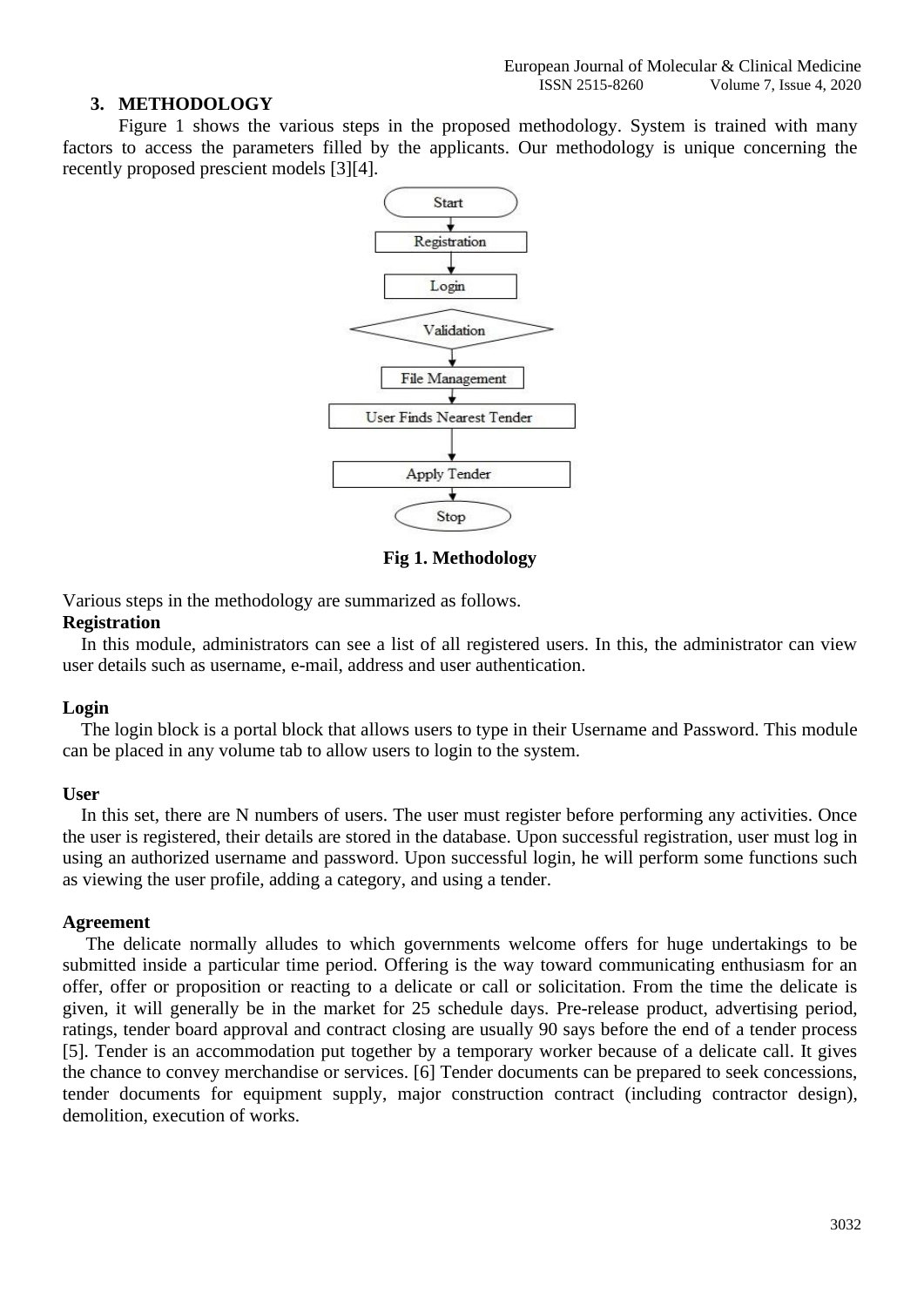## 3. METHODOLOGY

Figure 1 shows the various steps in the proposed methodology. System is trained with many factors to access the parameters filled by the applicants. Our methodology is unique concerning the recently proposed prescient models [3][4].

**Fig 1. Methodology**

Various steps in the methodology are summarized as follows.

**Registration**

In this module, administrators can see a list of all registered users. In this, the administrator can view user details such as username, e-mail, address and user authentication.

**Login**

The login block is a portal block that allows users to type in their Username and Password. This module can be placed in any volume tab to allow users to login to the system.

**User**

In this set, there are N numbers of users. The user must register before performing any activities. Once the user is registered, their details are stored in the database. Upon successful registration, user must log in using an authorized username and password. Upon successful login, he will perform some functions such as viewing the user profile, adding a category, and using a tender.

**Agreement**

The delicate normally alludes to which governments welcome offers for huge undertakings to be submitted inside a particular time period. Offering is the way toward communicating enthusiasm for an offer, offer or proposition or reacting to a delicate or call or solicitation. From the time the delicate is given, it will generally be in the market for 25 schedule days. Pre-release product, advertising period, ratings, tender board approval and contract closing are usually 90 says before the end of a tender process [5]. Tender is an accommodation put together by a temporary worker because of a delicate call. It gives the chance to convey merchandise or services. [6] Tender documents can be prepared to seek concessions, tender documents for equipment supply, major construction contract (including contractor design), demolition, execution of works.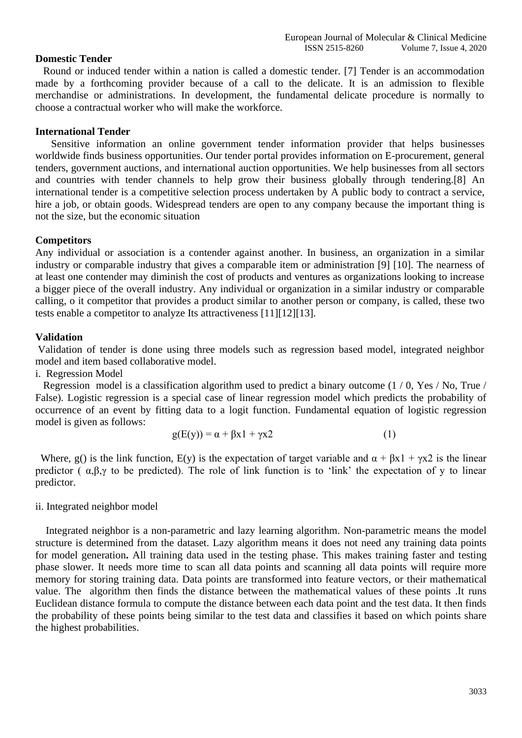## Domestic Tender

Round or induced tender within a nation is called a domestic tender. [7] Tender is an accommodation made by a forthcoming provider because of a call to the delicate. It is an admission to flexible merchandise or administrations. In development, the fundamental delicate procedure is normally to choose a contractual worker who will make the workforce.

## International Tender

Sensitive information an online government tender information provider that helps businesses worldwide finds business opportunities. Our tender portal provides information on E-procurement, general tenders, government auctions, and international auction opportunities. We help businesses from all sectors and countries with tender channels to help grow their business globally through tendering.[8] An international tender is a competitive selection process undertaken by A public body to contract a service, hire a job, or obtain goods. Widespread tenders are open to any company because the important thing is not the size, but the economic situation

## Competitors

Any individual or association is a contender against another. In business, an organization in a similar industry or comparable industry that gives a comparable item or administration [9] [10]. The nearness of at least one contender may diminish the cost of products and ventures as organizations looking to increase a bigger piece of the overall industry. Any individual or organization in a similar industry or comparable calling, o it competitor that provides a product similar to another person or company, is called, these two tests enable a competitor to analyze Its attractiveness [11][12][13].

## Validation

Validation of tender is done using three models such as regression based model, integrated neighbor model and item based collaborative model.

i. Regression Model

Regression model is a classification algorithm used to predict a binary outcome (1 / 0, Yes / No, True / False). Logistic regression is a special case of linear regression model which predicts the probability of occurrence of an event by fitting data to a logit function. Fundamental equation of logistic regression model is given as follows:

$$g(E(y)) = \alpha + \beta x1 + \gamma x2 \tag{1}$$

Where, g() is the link function, E(y) is the expectation of target variable and $\alpha + \beta x1 + \gamma x2$ is the linear predictor ( $\alpha,\beta,\gamma$ to be predicted). The role of link function is to 'link' the expectation of y to linear predictor.

ii. Integrated neighbor model

Integrated neighbor is a non-parametric and lazy learning algorithm. Non-parametric means the model structure is determined from the dataset. Lazy algorithm means it does not need any training data points for model generation**.** All training data used in the testing phase. This makes training faster and testing phase slower. It needs more time to scan all data points and scanning all data points will require more memory for storing training data. Data points are transformed into feature vectors, or their mathematical value. The algorithm then finds the distance between the mathematical values of these points .It runs Euclidean distance formula to compute the distance between each data point and the test data. It then finds the probability of these points being similar to the test data and classifies it based on which points share the highest probabilities.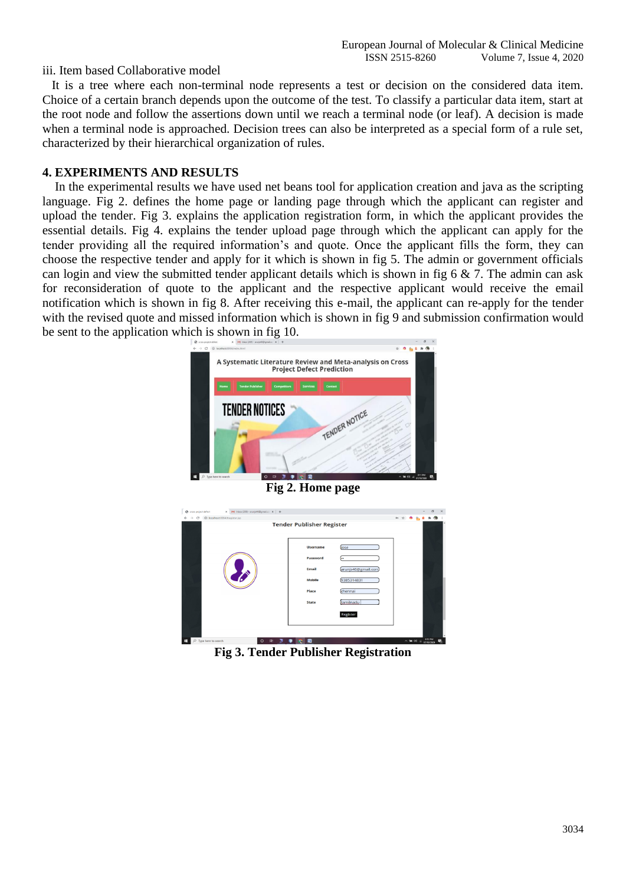iii. Item based Collaborative model

It is a tree where each non-terminal node represents a test or decision on the considered data item. Choice of a certain branch depends upon the outcome of the test. To classify a particular data item, start at the root node and follow the assertions down until we reach a terminal node (or leaf). A decision is made when a terminal node is approached. Decision trees can also be interpreted as a special form of a rule set, characterized by their hierarchical organization of rules.

## 4. EXPERIMENTS AND RESULTS

In the experimental results we have used net beans tool for application creation and java as the scripting language. Fig 2. defines the home page or landing page through which the applicant can register and upload the tender. Fig 3. explains the application registration form, in which the applicant provides the essential details. Fig 4. explains the tender upload page through which the applicant can apply for the tender providing all the required information's and quote. Once the applicant fills the form, they can choose the respective tender and apply for it which is shown in fig 5. The admin or government officials can login and view the submitted tender applicant details which is shown in fig 6 & 7. The admin can ask for reconsideration of quote to the applicant and the respective applicant would receive the email notification which is shown in fig 8. After receiving this e-mail, the applicant can re-apply for the tender with the revised quote and missed information which is shown in fig 9 and submission confirmation would be sent to the application which is shown in fig 10.

**Fig 2. Home page**

**Fig 3. Tender Publisher Registration**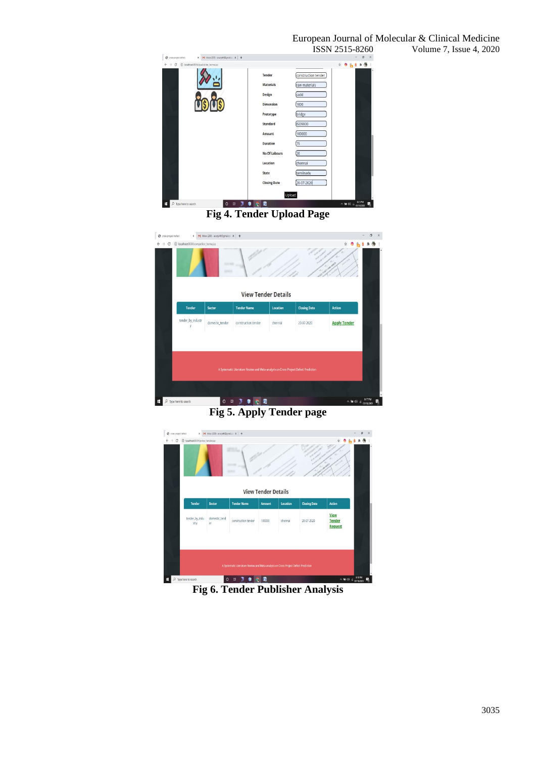Fig 4. Tender Upload Page

Fig 5. Apply Tender page

Fig 6. Tender Publisher Analysis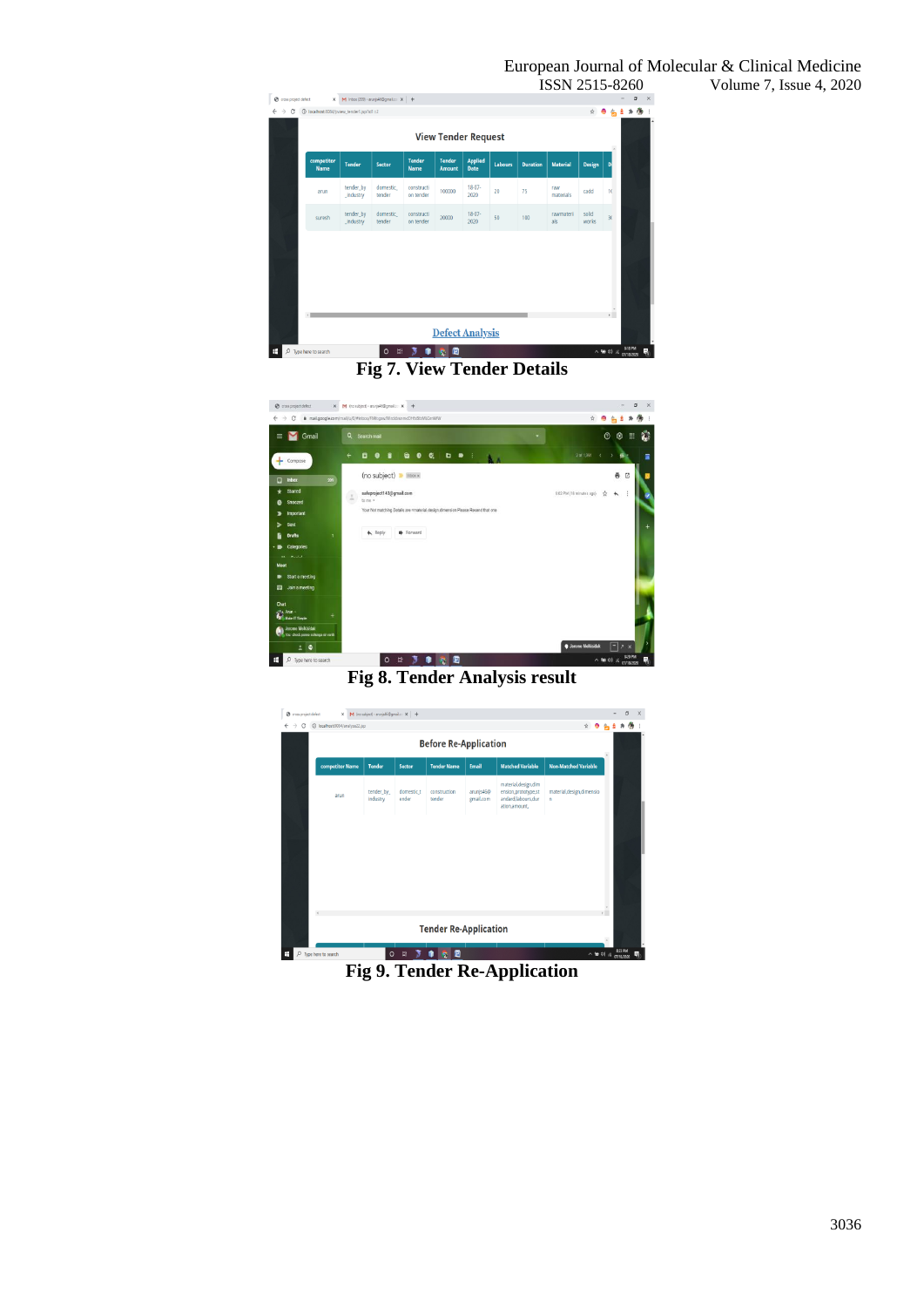Fig 7. View Tender Details

Fig 8. Tender Analysis result

Fig 9. Tender Re-Application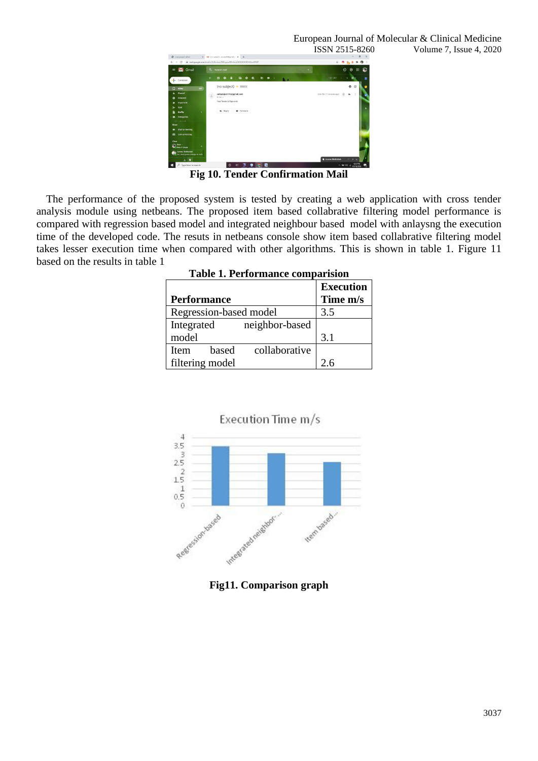**Fig 10. Tender Confirmation Mail**

The performance of the proposed system is tested by creating a web application with cross tender analysis module using netbeans. The proposed item based collabrative filtering model performance is compared with regression based model and integrated neighbour based model with anlaysng the execution time of the developed code. The resuts in netbeans console show item based collabrative filtering model takes lesser execution time when compared with other algorithms. This is shown in table 1. Figure 11 based on the results in table 1

**Table 1. Performance comparision**

| Performance | Execution Time m/s |
|---|---|
| Regression-based model | 3.5 |
| Integrated neighbor-based model | 3.1 |
| Item based collaborative filtering model | 2.6 |

**Fig11. Comparison graph**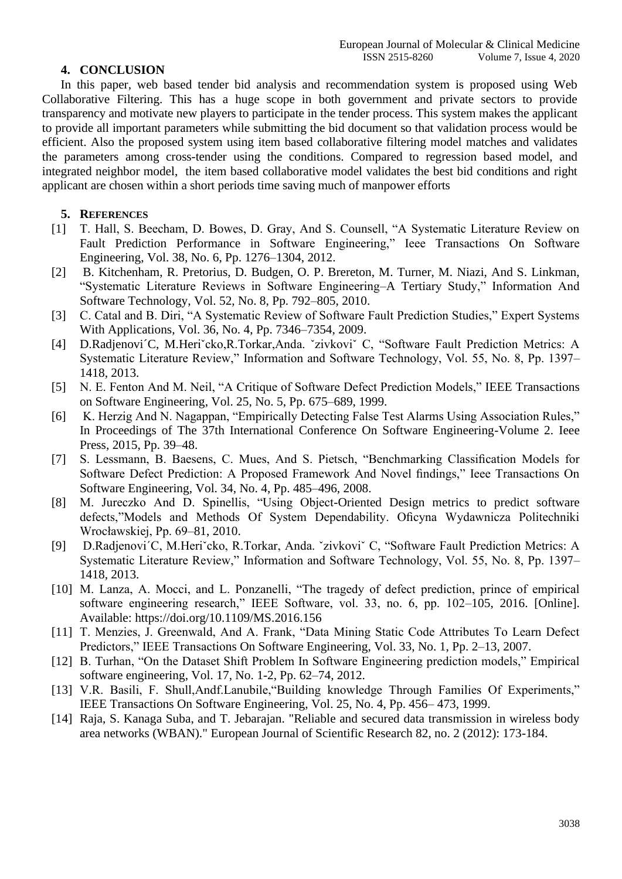## 4. CONCLUSION

In this paper, web based tender bid analysis and recommendation system is proposed using Web Collaborative Filtering. This has a huge scope in both government and private sectors to provide transparency and motivate new players to participate in the tender process. This system makes the applicant to provide all important parameters while submitting the bid document so that validation process would be efficient. Also the proposed system using item based collaborative filtering model matches and validates the parameters among cross-tender using the conditions. Compared to regression based model, and integrated neighbor model, the item based collaborative model validates the best bid conditions and right applicant are chosen within a short periods time saving much of manpower efforts

## 5. REFERENCES

[1] T. Hall, S. Beecham, D. Bowes, D. Gray, And S. Counsell, "A Systematic Literature Review on Fault Prediction Performance in Software Engineering," Ieee Transactions On Software Engineering, Vol. 38, No. 6, Pp. 1276–1304, 2012.

[2] B. Kitchenham, R. Pretorius, D. Budgen, O. P. Brereton, M. Turner, M. Niazi, And S. Linkman, "Systematic Literature Reviews in Software Engineering–A Tertiary Study," Information And Software Technology, Vol. 52, No. 8, Pp. 792–805, 2010.

[3] C. Catal and B. Diri, "A Systematic Review of Software Fault Prediction Studies," Expert Systems With Applications, Vol. 36, No. 4, Pp. 7346–7354, 2009.

[4] D.Radjenovi´C, M.Heriˇcko,R.Torkar,Anda. ˇzivkoviˇ C, "Software Fault Prediction Metrics: A Systematic Literature Review," Information and Software Technology, Vol. 55, No. 8, Pp. 1397–1418, 2013.

[5] N. E. Fenton And M. Neil, "A Critique of Software Defect Prediction Models," IEEE Transactions on Software Engineering, Vol. 25, No. 5, Pp. 675–689, 1999.

[6] K. Herzig And N. Nagappan, "Empirically Detecting False Test Alarms Using Association Rules," In Proceedings of The 37th International Conference On Software Engineering-Volume 2. Ieee Press, 2015, Pp. 39–48.

[7] S. Lessmann, B. Baesens, C. Mues, And S. Pietsch, "Benchmarking Classification Models for Software Defect Prediction: A Proposed Framework And Novel findings," Ieee Transactions On Software Engineering, Vol. 34, No. 4, Pp. 485–496, 2008.

[8] M. Jureczko And D. Spinellis, "Using Object-Oriented Design metrics to predict software defects,"Models and Methods Of System Dependability. Oficyna Wydawnicza Politechniki Wrocławskiej, Pp. 69–81, 2010.

[9] D.Radjenovi´C, M.Heriˇcko, R.Torkar, Anda. ˇzivkoviˇ C, "Software Fault Prediction Metrics: A Systematic Literature Review," Information and Software Technology, Vol. 55, No. 8, Pp. 1397–1418, 2013.

[10] M. Lanza, A. Mocci, and L. Ponzanelli, "The tragedy of defect prediction, prince of empirical software engineering research," IEEE Software, vol. 33, no. 6, pp. 102–105, 2016. [Online]. Available: https://doi.org/10.1109/MS.2016.156

[11] T. Menzies, J. Greenwald, And A. Frank, "Data Mining Static Code Attributes To Learn Defect Predictors," IEEE Transactions On Software Engineering, Vol. 33, No. 1, Pp. 2–13, 2007.

[12] B. Turhan, "On the Dataset Shift Problem In Software Engineering prediction models," Empirical software engineering, Vol. 17, No. 1-2, Pp. 62–74, 2012.

[13] V.R. Basili, F. Shull,Andf.Lanubile,"Building knowledge Through Families Of Experiments," IEEE Transactions On Software Engineering, Vol. 25, No. 4, Pp. 456– 473, 1999.

[14] Raja, S. Kanaga Suba, and T. Jebarajan. "Reliable and secured data transmission in wireless body area networks (WBAN)." European Journal of Scientific Research 82, no. 2 (2012): 173-184.